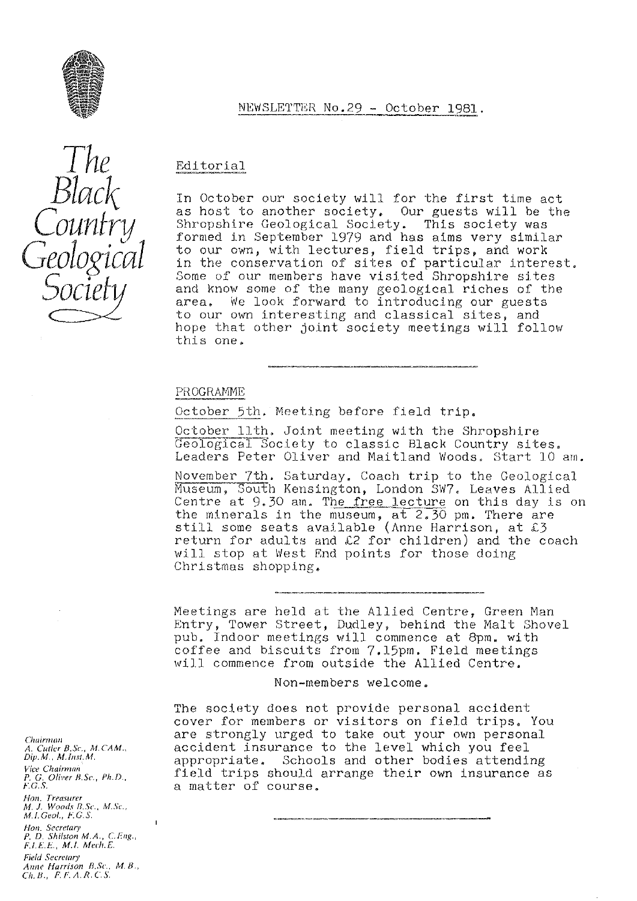# The Black Country Geological Society

NEWSLETTER No.29 - October 1981.

## Editorial

In October our society will for the first time act as host to another society. Our guests will be the Shropshire Geological Society. This society was formed in September 1979 and has aims very similar to our own, with lectures, field trips, and work in the conservation of sites of particular interest. Some of our members have visited Shropshire sites and know some of the many geological riches of the area. We look forward to introducing our guests to our own interesting and classical sites, and hope that other joint society meetings will follow this one.

---

## PROGRAMME

October 5th. Meeting before field trip.

October 11th. Joint meeting with the Shropshire Geological Society to classic Black Country sites. Leaders Peter Oliver and Maitland Woods. Start 10 am.

November 7th. Saturday. Coach trip to the Geological Museum, South Kensington, London SW7. Leaves Allied Centre at 9.30 am. The free lecture on this day is on the minerals in the museum, at 2.30 pm. There are still some seats available (Anne Harrison, at £3 return for adults and £2 for children) and the coach will stop at West End points for those doing Christmas shopping.

---

Meetings are held at the Allied Centre, Green Man Entry, Tower Street, Dudley, behind the Malt Shovel pub. Indoor meetings will commence at 8pm. with coffee and biscuits from 7.15pm. Field meetings will commence from outside the Allied Centre.

Non-members welcome.

The society does not provide personal accident cover for members or visitors on field trips. You are strongly urged to take out your own personal accident insurance to the level which you feel appropriate. Schools and other bodies attending field trips should arrange their own insurance as a matter of course.

---

*Chairman*
A. Cutler B.Sc., M.CAM., Dip.M., M.Inst.M.

*Vice Chairman*
P. G. Oliver B.Sc., Ph.D., F.G.S.

*Hon. Treasurer*
M. J. Woods B.Sc., M.Sc., M.I.Geol., F.G.S.

*Hon. Secretary*
P. D. Shilston M.A., C.Eng., F.I.E.E., M.I. Mech.E.

*Field Secretary*
Anne Harrison B.Sc., M.B., Ch.B., F.F.A.R.C.S.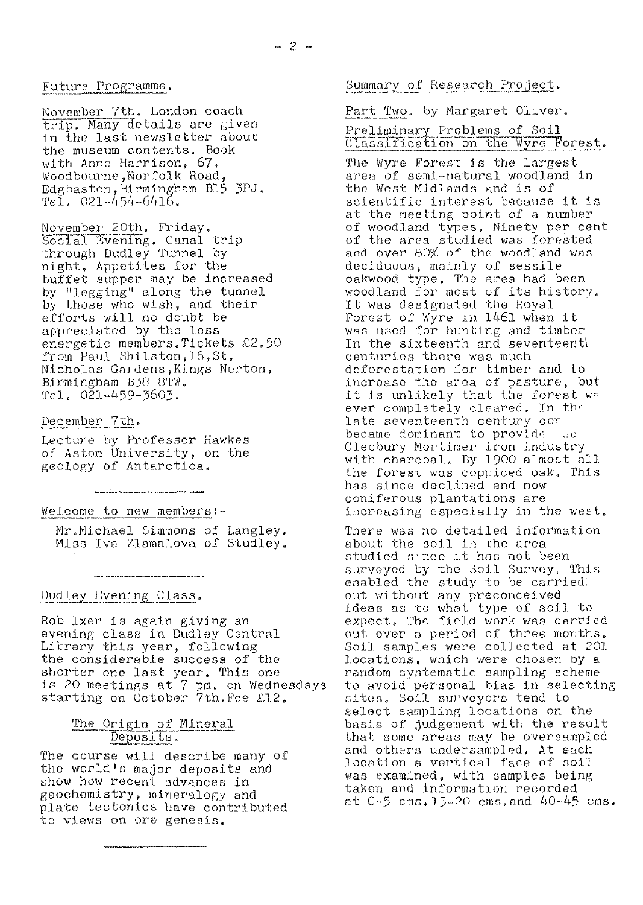## Future Programme.

November 7th. London coach trip. Many details are given in the last newsletter about the museum contents. Book with Anne Harrison, 67, Woodbourne, Norfolk Road, Edgbaston, Birmingham B15 3PJ. Tel. 021-454-6416.

November 20th. Friday. Social Evening. Canal trip through Dudley Tunnel by night. Appetites for the buffet supper may be increased by "legging" along the tunnel by those who wish, and their efforts will no doubt be appreciated by the less energetic members. Tickets £2.50 from Paul Shilston, 16, St. Nicholas Gardens, Kings Norton, Birmingham B38 8TW. Tel. 021-459-3603.

December 7th.

Lecture by Professor Hawkes of Aston University, on the geology of Antarctica.

---

## Welcome to new members:-

Mr. Michael Simmons of Langley.
Miss Iva Zlamalova of Studley.

---

## Dudley Evening Class.

Rob Ixer is again giving an evening class in Dudley Central Library this year, following the considerable success of the shorter one last year. This one is 20 meetings at 7 pm. on Wednesdays starting on October 7th. Fee £12.

### The Origin of Mineral Deposits.

The course will describe many of the world's major deposits and show how recent advances in geochemistry, mineralogy and plate tectonics have contributed to views on ore genesis.

---

## Summary of Research Project.

Part Two. by Margaret Oliver.

### Preliminary Problems of Soil Classification on the Wyre Forest.

The Wyre Forest is the largest area of semi-natural woodland in the West Midlands and is of scientific interest because it is at the meeting point of a number of woodland types. Ninety per cent of the area studied was forested and over 80% of the woodland was deciduous, mainly of sessile oakwood type. The area had been woodland for most of its history. It was designated the Royal Forest of Wyre in 1461 when it was used for hunting and timber. In the sixteenth and seventeenth centuries there was much deforestation for timber and to increase the area of pasture, but it is unlikely that the forest was ever completely cleared. In the late seventeenth century coppice became dominant to provide the Cleobury Mortimer iron industry with charcoal. By 1900 almost all the forest was coppiced oak. This has since declined and now coniferous plantations are increasing especially in the west.

There was no detailed information about the soil in the area studied since it has not been surveyed by the Soil Survey. This enabled the study to be carried out without any preconceived ideas as to what type of soil to expect. The field work was carried out over a period of three months. Soil samples were collected at 201 locations, which were chosen by a random systematic sampling scheme to avoid personal bias in selecting sites. Soil surveyors tend to select sampling locations on the basis of judgement with the result that some areas may be oversampled and others undersampled. At each location a vertical face of soil was examined, with samples being taken and information recorded at 0-5 cms. 15-20 cms. and 40-45 cms.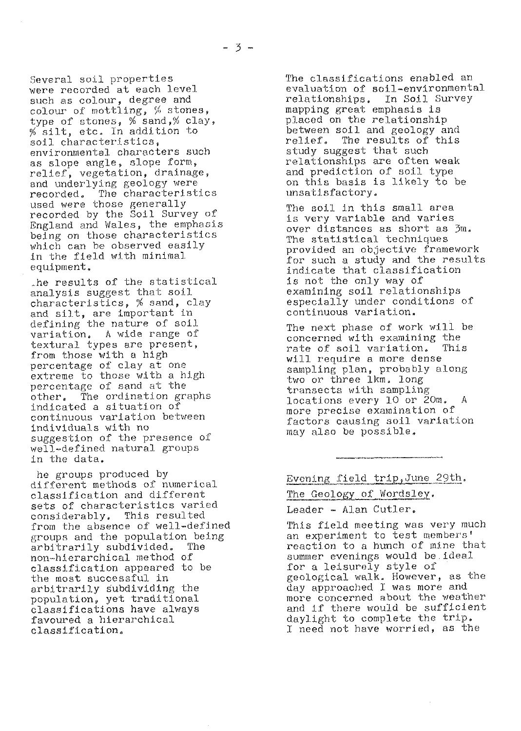Several soil properties were recorded at each level such as colour, degree and colour of mottling, % stones, type of stones, % sand,% clay, % silt, etc. In addition to soil characteristics, environmental characters such as slope angle, slope form, relief, vegetation, drainage, and underlying geology were recorded. The characteristics used were those generally recorded by the Soil Survey of England and Wales, the emphasis being on those characteristics which can be observed easily in the field with minimal equipment.

.he results of the statistical analysis suggest that soil characteristics, % sand, clay and silt, are important in defining the nature of soil variation. A wide range of textural types are present, from those with a high percentage of clay at one extreme to those with a high percentage of sand at the other. The ordination graphs indicated a situation of continuous variation between individuals with no suggestion of the presence of well-defined natural groups in the data.

he groups produced by different methods of numerical classification and different sets of characteristics varied considerably. This resulted from the absence of well-defined groups and the population being arbitrarily subdivided. The non-hierarchical method of classification appeared to be the most successful in arbitrarily subdividing the population, yet traditional classifications have always favoured a hierarchical classification.

The classifications enabled an evaluation of soil-environmental relationships. In Soil Survey mapping great emphasis is placed on the relationship between soil and geology and relief. The results of this study suggest that such relationships are often weak and prediction of soil type on this basis is likely to be unsatisfactory.

The soil in this small area is very variable and varies over distances as short as 3m. The statistical techniques provided an objective framework for such a study and the results indicate that classification is not the only way of examining soil relationships especially under conditions of continuous variation.

The next phase of work will be concerned with examining the rate of soil variation. This will require a more dense sampling plan, probably along two or three 1km. long transects with sampling locations every 10 or 20m. A more precise examination of factors causing soil variation may also be possible.

---

## Evening field trip, June 29th.

## The Geology of Wordsley.

Leader - Alan Cutler.

This field meeting was very much an experiment to test members' reaction to a hunch of mine that summer evenings would be ideal for a leisurely style of geological walk. However, as the day approached I was more and more concerned about the weather and if there would be sufficient daylight to complete the trip. I need not have worried, as the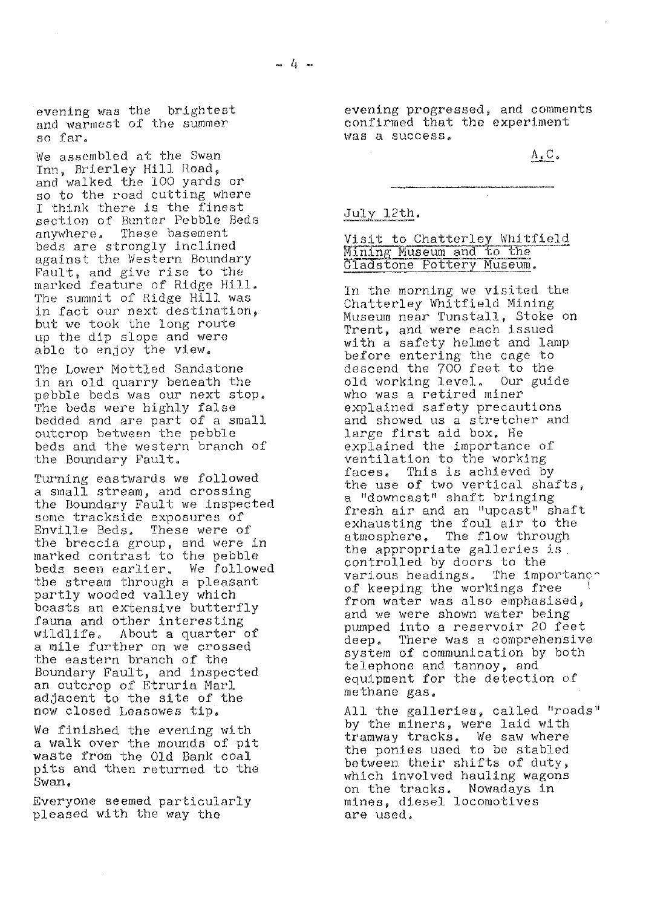evening was the brightest and warmest of the summer so far.

We assembled at the Swan Inn, Brierley Hill Road, and walked the 100 yards or so to the road cutting where I think there is the finest section of Bunter Pebble Beds anywhere. These basement beds are strongly inclined against the Western Boundary Fault, and give rise to the marked feature of Ridge Hill. The summit of Ridge Hill was in fact our next destination, but we took the long route up the dip slope and were able to enjoy the view.

The Lower Mottled Sandstone in an old quarry beneath the pebble beds was our next stop. The beds were highly false bedded and are part of a small outcrop between the pebble beds and the western branch of the Boundary Fault.

Turning eastwards we followed a small stream, and crossing the Boundary Fault we inspected some trackside exposures of Enville Beds. These were of the breccia group, and were in marked contrast to the pebble beds seen earlier. We followed the stream through a pleasant partly wooded valley which boasts an extensive butterfly fauna and other interesting wildlife. About a quarter of a mile further on we crossed the eastern branch of the Boundary Fault, and inspected an outcrop of Etruria Marl adjacent to the site of the now closed Leasowes tip.

We finished the evening with a walk over the mounds of pit waste from the Old Bank coal pits and then returned to the Swan.

Everyone seemed particularly pleased with the way the evening progressed, and comments confirmed that the experiment was a success.

A.C.

---

## July 12th.

### Visit to Chatterley Whitfield Mining Museum and to the Gladstone Pottery Museum.

In the morning we visited the Chatterley Whitfield Mining Museum near Tunstall, Stoke on Trent, and were each issued with a safety helmet and lamp before entering the cage to descend the 700 feet to the old working level. Our guide who was a retired miner explained safety precautions and showed us a stretcher and large first aid box. He explained the importance of ventilation to the working faces. This is achieved by the use of two vertical shafts, a "downcast" shaft bringing fresh air and an "upcast" shaft exhausting the foul air to the atmosphere. The flow through the appropriate galleries is controlled by doors to the various headings. The importance of keeping the workings free from water was also emphasised, and we were shown water being pumped into a reservoir 20 feet deep. There was a comprehensive system of communication by both telephone and tannoy, and equipment for the detection of methane gas.

All the galleries, called "roads" by the miners, were laid with tramway tracks. We saw where the ponies used to be stabled between their shifts of duty, which involved hauling wagons on the tracks. Nowadays in mines, diesel locomotives are used.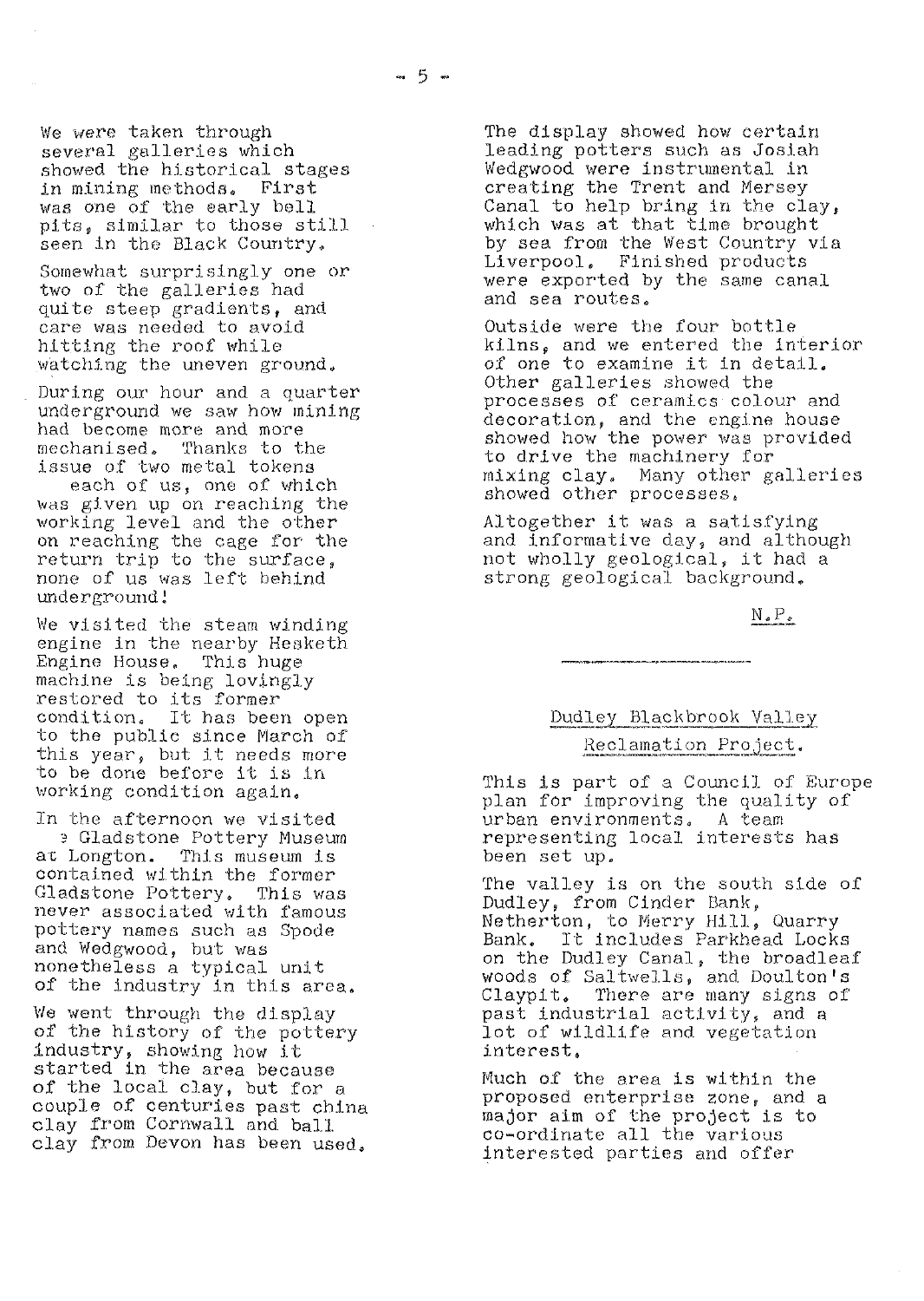We were taken through several galleries which showed the historical stages in mining methods. First was one of the early bell pits, similar to those still seen in the Black Country.

Somewhat surprisingly one or two of the galleries had quite steep gradients, and care was needed to avoid hitting the roof while watching the uneven ground.

During our hour and a quarter underground we saw how mining had become more and more mechanised. Thanks to the issue of two metal tokens each of us, one of which was given up on reaching the working level and the other on reaching the cage for the return trip to the surface, none of us was left behind underground!

We visited the steam winding engine in the nearby Hesketh Engine House. This huge machine is being lovingly restored to its former condition. It has been open to the public since March of this year, but it needs more to be done before it is in working condition again.

In the afternoon we visited e Gladstone Pottery Museum at Longton. This museum is contained within the former Gladstone Pottery. This was never associated with famous pottery names such as Spode and Wedgwood, but was nonetheless a typical unit of the industry in this area.

We went through the display of the history of the pottery industry, showing how it started in the area because of the local clay, but for a couple of centuries past china clay from Cornwall and ball clay from Devon has been used.

The display showed how certain leading potters such as Josiah Wedgwood were instrumental in creating the Trent and Mersey Canal to help bring in the clay, which was at that time brought by sea from the West Country via Liverpool. Finished products were exported by the same canal and sea routes.

Outside were the four bottle kilns, and we entered the interior of one to examine it in detail. Other galleries showed the processes of ceramics colour and decoration, and the engine house showed how the power was provided to drive the machinery for mixing clay. Many other galleries showed other processes.

Altogether it was a satisfying and informative day, and although not wholly geological, it had a strong geological background.

N.P.

---

## Dudley Blackbrook Valley Reclamation Project.

This is part of a Council of Europe plan for improving the quality of urban environments. A team representing local interests has been set up.

The valley is on the south side of Dudley, from Cinder Bank, Netherton, to Merry Hill, Quarry Bank. It includes Parkhead Locks on the Dudley Canal, the broadleaf woods of Saltwells, and Doulton's Claypit. There are many signs of past industrial activity, and a lot of wildlife and vegetation interest.

Much of the area is within the proposed enterprise zone, and a major aim of the project is to co-ordinate all the various interested parties and offer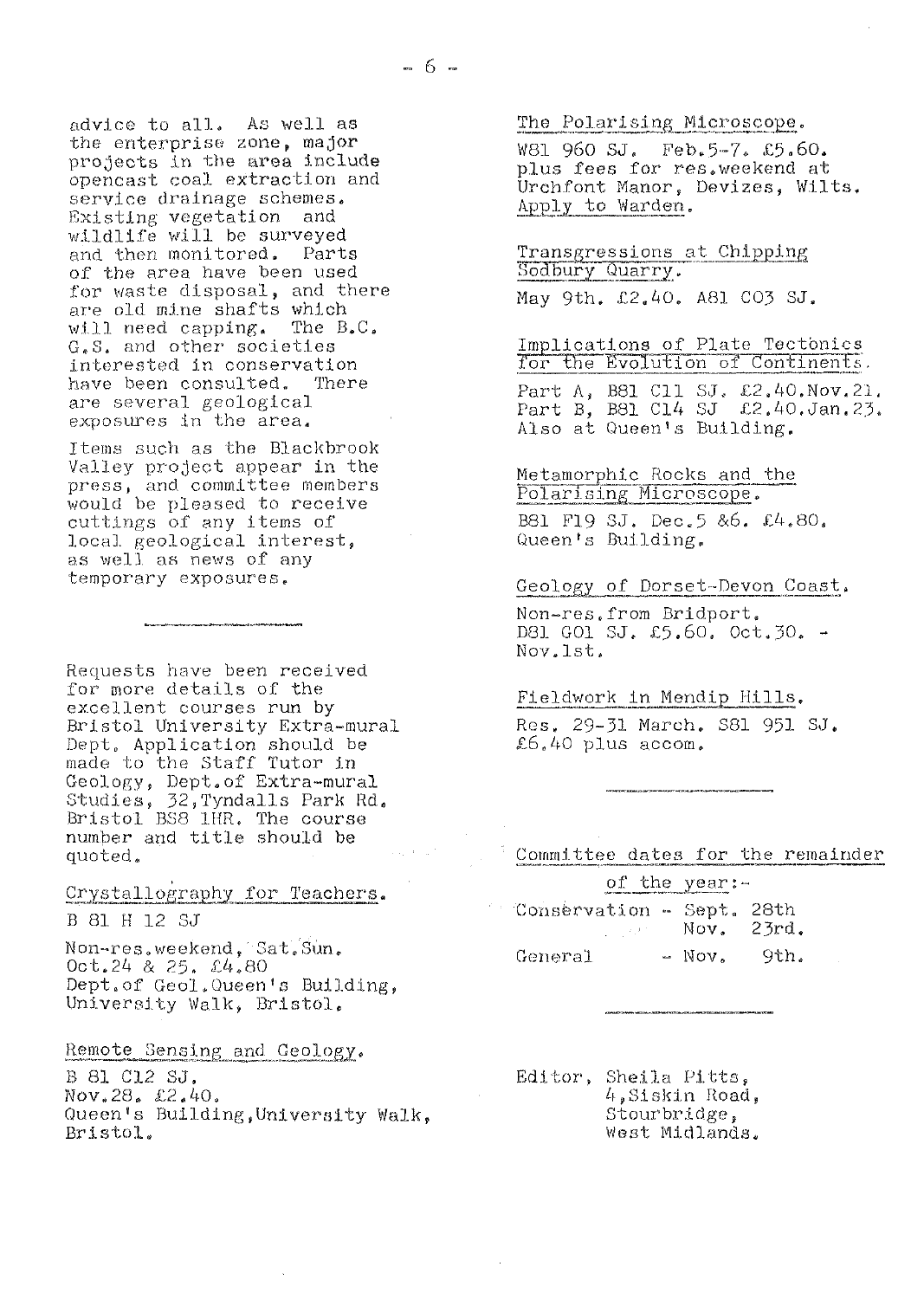advice to all. As well as the enterprise zone, major projects in the area include opencast coal extraction and service drainage schemes. Existing vegetation and wildlife will be surveyed and then monitored. Parts of the area have been used for waste disposal, and there are old mine shafts which will need capping. The B.C.G.S. and other societies interested in conservation have been consulted. There are several geological exposures in the area.

Items such as the Blackbrook Valley project appear in the press, and committee members would be pleased to receive cuttings of any items of local geological interest, as well as news of any temporary exposures.

---

Requests have been received for more details of the excellent courses run by Bristol University Extra-mural Dept. Application should be made to the Staff Tutor in Geology, Dept.of Extra-mural Studies, 32,Tyndalls Park Rd. Bristol BS8 1HR. The course number and title should be quoted.

Crystallography for Teachers.

B 81 H 12 SJ

Non-res.weekend, Sat.Sun. Oct.24 & 25. £4.80
Dept.of Geol.Queen's Building, University Walk, Bristol.

Remote Sensing and Geology.

B 81 C12 SJ.
Nov.28. £2.40.
Queen's Building,University Walk, Bristol.

The Polarising Microscope.

W81 960 SJ. Feb.5-7. £5.60. plus fees for res.weekend at Urchfont Manor, Devizes, Wilts. Apply to Warden.

Transgressions at Chipping Sodbury Quarry.

May 9th. £2.40. A81 C03 SJ.

Implications of Plate Tectonics for the Evolution of Continents.

Part A, B81 C11 SJ. £2.40.Nov.21.
Part B, B81 C14 SJ £2.40.Jan.23.
Also at Queen's Building.

Metamorphic Rocks and the Polarising Microscope.

B81 F19 SJ. Dec.5 &6. £4.80.
Queen's Building.

Geology of Dorset-Devon Coast.

Non-res.from Bridport.
D81 G01 SJ. £5.60. Oct.30. - Nov.1st.

Fieldwork in Mendip Hills.

Res. 29-31 March. S81 951 SJ.
£6.40 plus accom.

---

Committee dates for the remainder of the year:-

Conservation - Sept. 28th
Nov. 23rd.
General - Nov. 9th.

---

Editor, Sheila Pitts,
4,Siskin Road,
Stourbridge,
West Midlands.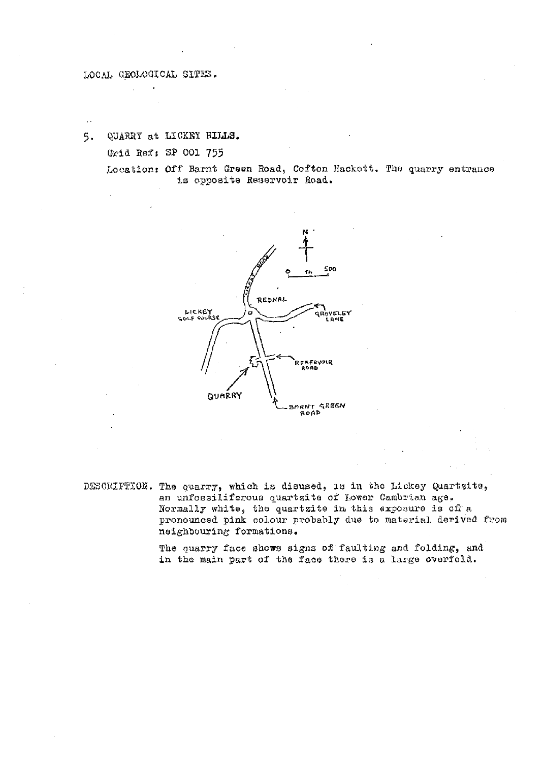LOCAL GEOLOGICAL SITES.

5. QUARRY at LICKEY HILLS.

Grid Ref: SP 001 755

Location: Off Barnt Green Road, Cofton Hackett. The quarry entrance is opposite Reservoir Road.

N

0 m 500

LICKEY ROAD

REDNAL

LICKEY GOLF COURSE

GROVELEY LANE

RESERVOIR ROAD

QUARRY

BARNT GREEN ROAD

DESCRIPTION. The quarry, which is disused, is in the Lickey Quartzite, an unfossiliferous quartzite of Lower Cambrian age. Normally white, the quartzite in this exposure is of a pronounced pink colour probably due to material derived from neighbouring formations.

The quarry face shows signs of faulting and folding, and in the main part of the face there is a large overfold.